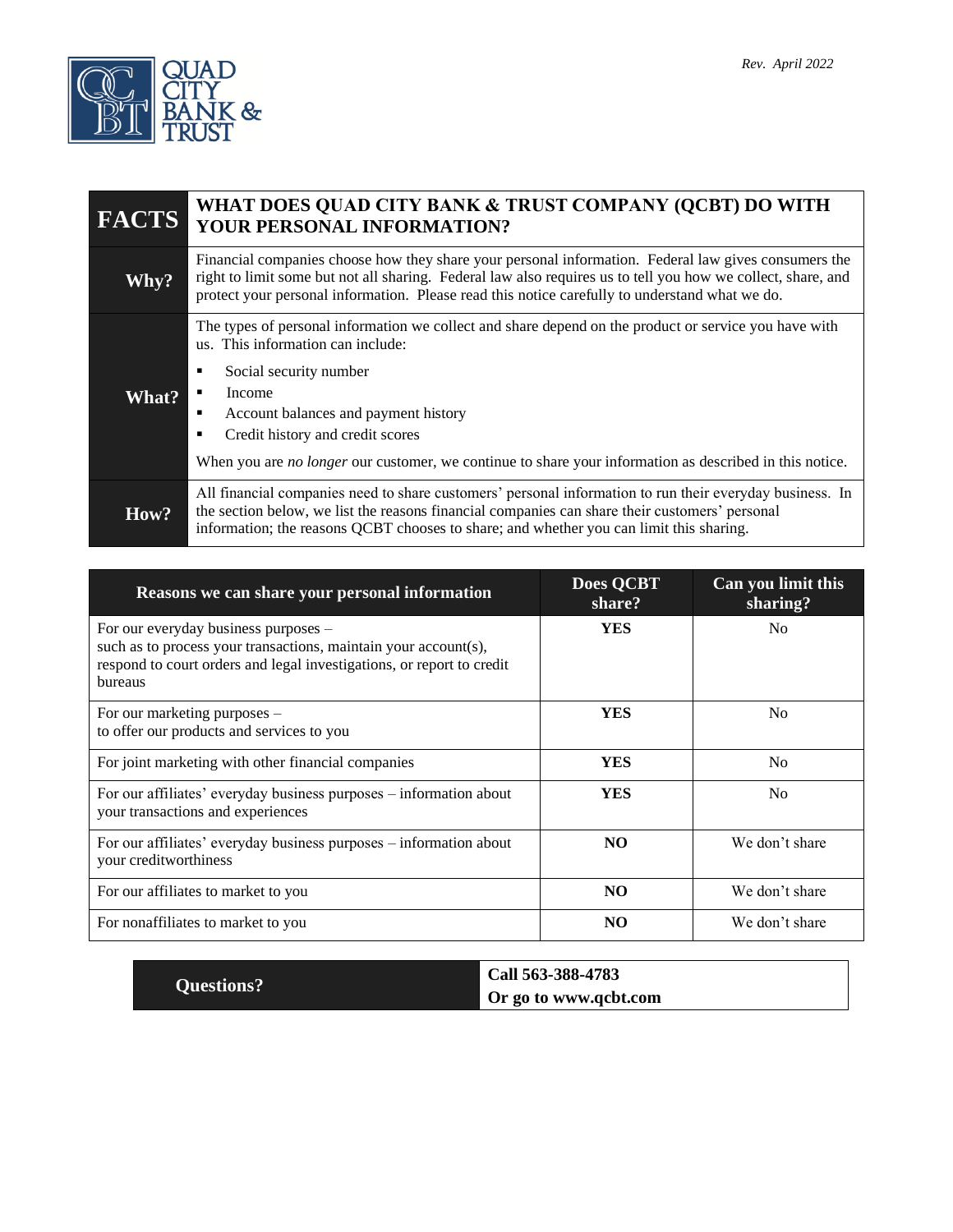QUAD CITY BANK & TRUST

*Rev. April 2022*

| FACTS | WHAT DOES QUAD CITY BANK & TRUST COMPANY (QCBT) DO WITH YOUR PERSONAL INFORMATION? |
|---|---|
| **Why?** | Financial companies choose how they share your personal information. Federal law gives consumers the right to limit some but not all sharing. Federal law also requires us to tell you how we collect, share, and protect your personal information. Please read this notice carefully to understand what we do. |
| **What?** | The types of personal information we collect and share depend on the product or service you have with us. This information can include:<br>▪ Social security number<br>▪ Income<br>▪ Account balances and payment history<br>▪ Credit history and credit scores<br><br>When you are *no longer* our customer, we continue to share your information as described in this notice. |
| **How?** | All financial companies need to share customers' personal information to run their everyday business. In the section below, we list the reasons financial companies can share their customers' personal information; the reasons QCBT chooses to share; and whether you can limit this sharing. |

| Reasons we can share your personal information | Does QCBT share? | Can you limit this sharing? |
|---|---|---|
| For our everyday business purposes – such as to process your transactions, maintain your account(s), respond to court orders and legal investigations, or report to credit bureaus | **YES** | No |
| For our marketing purposes – to offer our products and services to you | **YES** | No |
| For joint marketing with other financial companies | **YES** | No |
| For our affiliates' everyday business purposes – information about your transactions and experiences | **YES** | No |
| For our affiliates' everyday business purposes – information about your creditworthiness | **NO** | We don't share |
| For our affiliates to market to you | **NO** | We don't share |
| For nonaffiliates to market to you | **NO** | We don't share |

| Questions? | **Call 563-388-4783**<br>**Or go to www.qcbt.com** |
|---|---|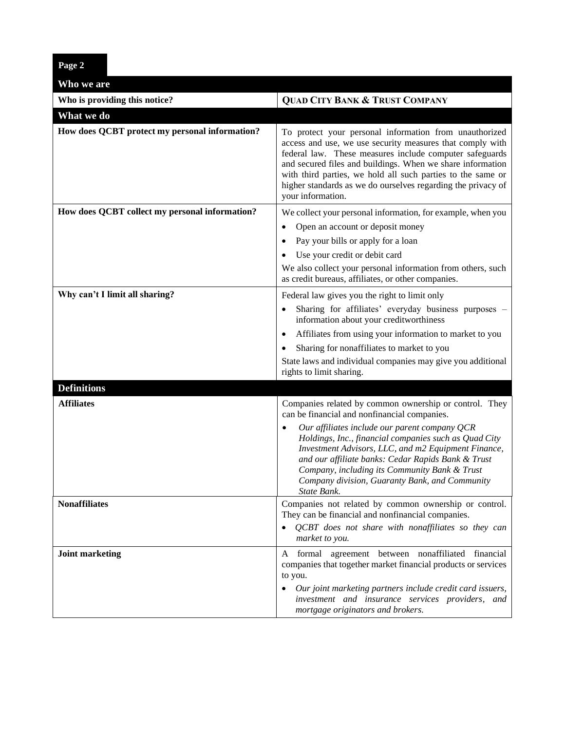| Who we are | |
|---|---|
| **Who is providing this notice?** | **QUAD CITY BANK & TRUST COMPANY** |
| **What we do** | |
| **How does QCBT protect my personal information?** | To protect your personal information from unauthorized access and use, we use security measures that comply with federal law. These measures include computer safeguards and secured files and buildings. When we share information with third parties, we hold all such parties to the same or higher standards as we do ourselves regarding the privacy of your information. |
| **How does QCBT collect my personal information?** | We collect your personal information, for example, when you<br>• Open an account or deposit money<br>• Pay your bills or apply for a loan<br>• Use your credit or debit card<br>We also collect your personal information from others, such as credit bureaus, affiliates, or other companies. |
| **Why can't I limit all sharing?** | Federal law gives you the right to limit only<br>• Sharing for affiliates' everyday business purposes – information about your creditworthiness<br>• Affiliates from using your information to market to you<br>• Sharing for nonaffiliates to market to you<br>State laws and individual companies may give you additional rights to limit sharing. |
| **Definitions** | |
| **Affiliates** | Companies related by common ownership or control. They can be financial and nonfinancial companies.<br>• *Our affiliates include our parent company QCR Holdings, Inc., financial companies such as Quad City Investment Advisors, LLC, and m2 Equipment Finance, and our affiliate banks: Cedar Rapids Bank & Trust Company, including its Community Bank & Trust Company division, Guaranty Bank, and Community State Bank.* |
| **Nonaffiliates** | Companies not related by common ownership or control. They can be financial and nonfinancial companies.<br>• *QCBT does not share with nonaffiliates so they can market to you.* |
| **Joint marketing** | A formal agreement between nonaffiliated financial companies that together market financial products or services to you.<br>• *Our joint marketing partners include credit card issuers, investment and insurance services providers, and mortgage originators and brokers.* |